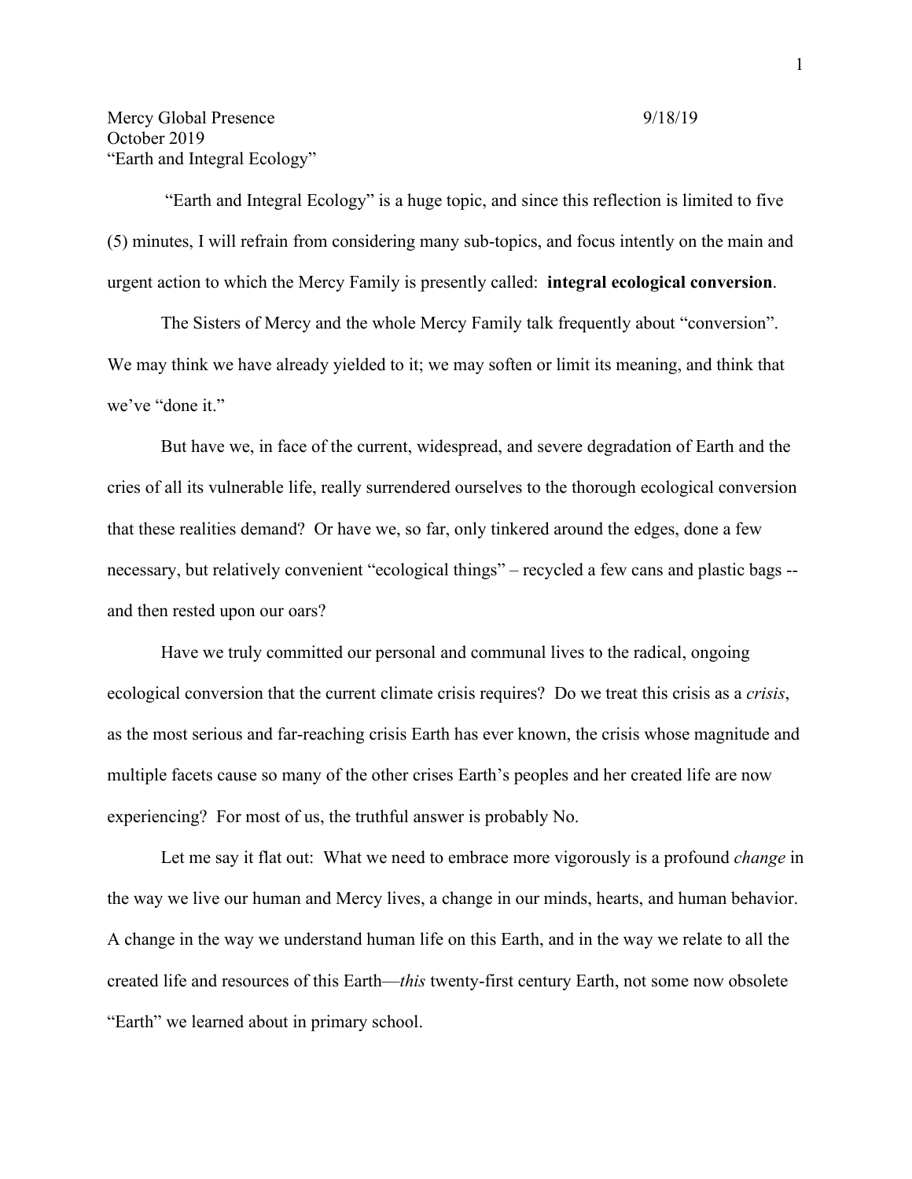Mercy Global Presence 9/18/19
October 2019
"Earth and Integral Ecology"

"Earth and Integral Ecology" is a huge topic, and since this reflection is limited to five (5) minutes, I will refrain from considering many sub-topics, and focus intently on the main and urgent action to which the Mercy Family is presently called: **integral ecological conversion**.

The Sisters of Mercy and the whole Mercy Family talk frequently about "conversion". We may think we have already yielded to it; we may soften or limit its meaning, and think that we've "done it."

But have we, in face of the current, widespread, and severe degradation of Earth and the cries of all its vulnerable life, really surrendered ourselves to the thorough ecological conversion that these realities demand? Or have we, so far, only tinkered around the edges, done a few necessary, but relatively convenient "ecological things" – recycled a few cans and plastic bags -- and then rested upon our oars?

Have we truly committed our personal and communal lives to the radical, ongoing ecological conversion that the current climate crisis requires? Do we treat this crisis as a *crisis*, as the most serious and far-reaching crisis Earth has ever known, the crisis whose magnitude and multiple facets cause so many of the other crises Earth's peoples and her created life are now experiencing? For most of us, the truthful answer is probably No.

Let me say it flat out: What we need to embrace more vigorously is a profound *change* in the way we live our human and Mercy lives, a change in our minds, hearts, and human behavior. A change in the way we understand human life on this Earth, and in the way we relate to all the created life and resources of this Earth—*this* twenty-first century Earth, not some now obsolete "Earth" we learned about in primary school.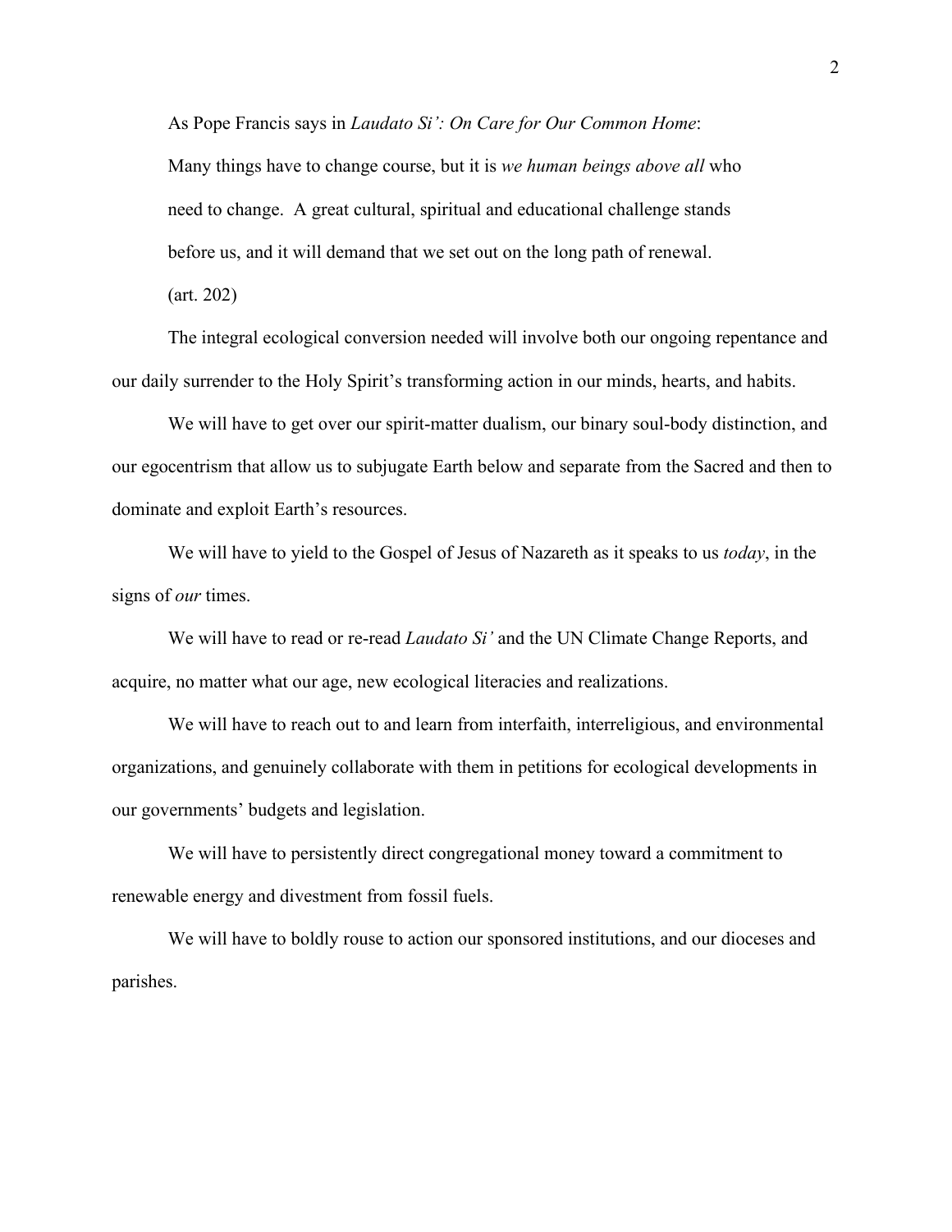As Pope Francis says in *Laudato Si': On Care for Our Common Home*:

> Many things have to change course, but it is *we human beings above all* who need to change. A great cultural, spiritual and educational challenge stands before us, and it will demand that we set out on the long path of renewal. (art. 202)

The integral ecological conversion needed will involve both our ongoing repentance and our daily surrender to the Holy Spirit's transforming action in our minds, hearts, and habits.

We will have to get over our spirit-matter dualism, our binary soul-body distinction, and our egocentrism that allow us to subjugate Earth below and separate from the Sacred and then to dominate and exploit Earth's resources.

We will have to yield to the Gospel of Jesus of Nazareth as it speaks to us *today*, in the signs of *our* times.

We will have to read or re-read *Laudato Si'* and the UN Climate Change Reports, and acquire, no matter what our age, new ecological literacies and realizations.

We will have to reach out to and learn from interfaith, interreligious, and environmental organizations, and genuinely collaborate with them in petitions for ecological developments in our governments' budgets and legislation.

We will have to persistently direct congregational money toward a commitment to renewable energy and divestment from fossil fuels.

We will have to boldly rouse to action our sponsored institutions, and our dioceses and parishes.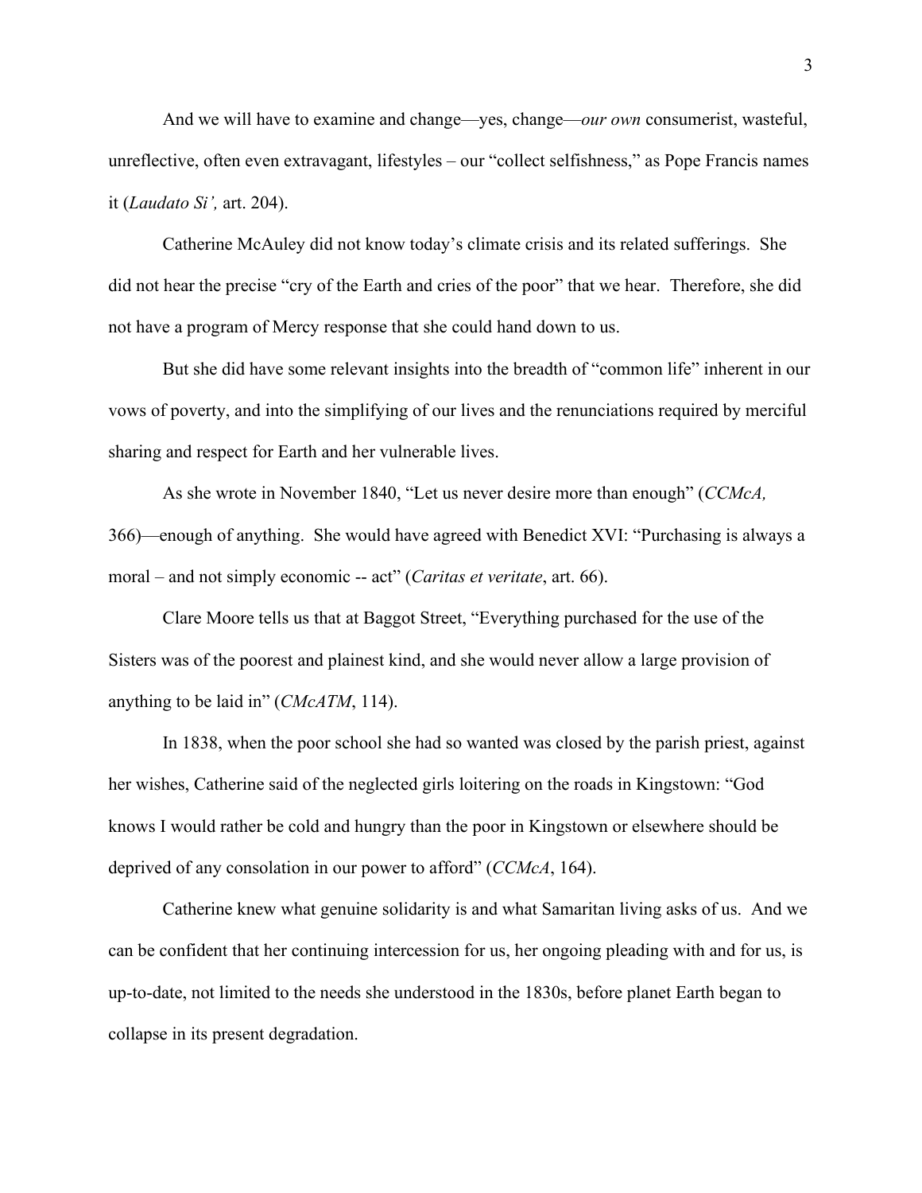And we will have to examine and change—yes, change—*our own* consumerist, wasteful, unreflective, often even extravagant, lifestyles – our "collect selfishness," as Pope Francis names it (*Laudato Si',* art. 204).

Catherine McAuley did not know today's climate crisis and its related sufferings. She did not hear the precise "cry of the Earth and cries of the poor" that we hear. Therefore, she did not have a program of Mercy response that she could hand down to us.

But she did have some relevant insights into the breadth of "common life" inherent in our vows of poverty, and into the simplifying of our lives and the renunciations required by merciful sharing and respect for Earth and her vulnerable lives.

As she wrote in November 1840, "Let us never desire more than enough" (*CCMcA,* 366)—enough of anything. She would have agreed with Benedict XVI: "Purchasing is always a moral – and not simply economic -- act" (*Caritas et veritate*, art. 66).

Clare Moore tells us that at Baggot Street, "Everything purchased for the use of the Sisters was of the poorest and plainest kind, and she would never allow a large provision of anything to be laid in" (*CMcATM*, 114).

In 1838, when the poor school she had so wanted was closed by the parish priest, against her wishes, Catherine said of the neglected girls loitering on the roads in Kingstown: "God knows I would rather be cold and hungry than the poor in Kingstown or elsewhere should be deprived of any consolation in our power to afford" (*CCMcA*, 164).

Catherine knew what genuine solidarity is and what Samaritan living asks of us. And we can be confident that her continuing intercession for us, her ongoing pleading with and for us, is up-to-date, not limited to the needs she understood in the 1830s, before planet Earth began to collapse in its present degradation.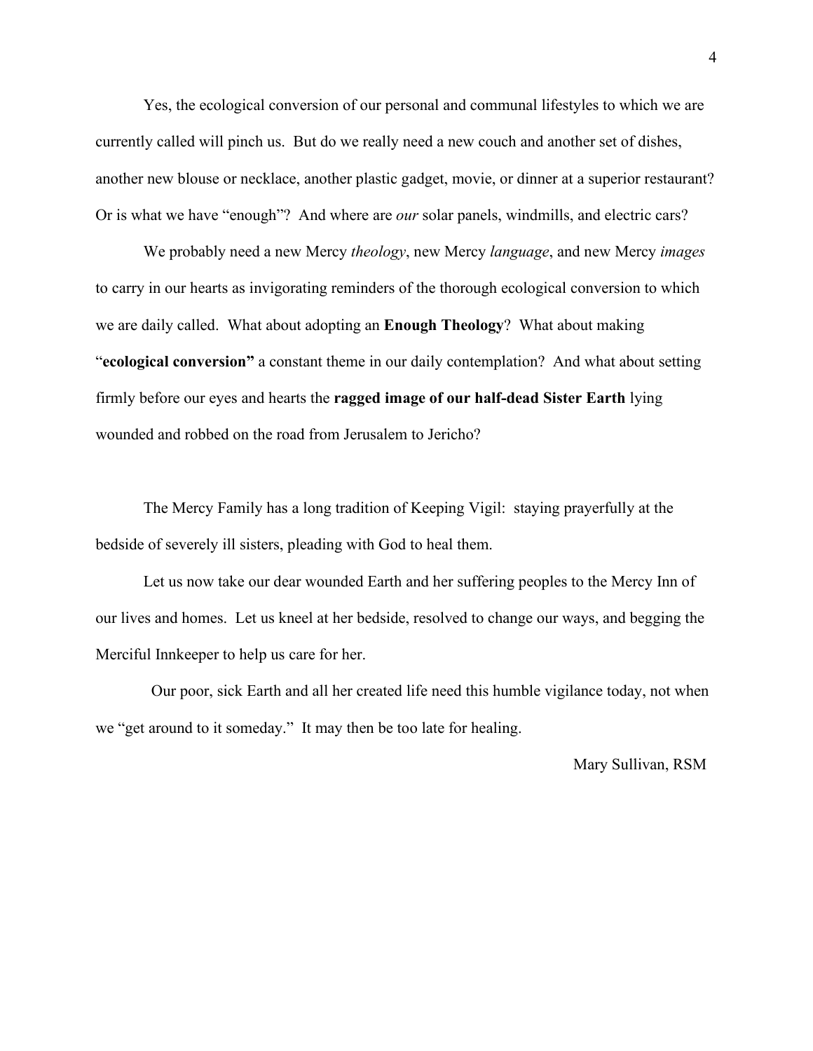Yes, the ecological conversion of our personal and communal lifestyles to which we are currently called will pinch us. But do we really need a new couch and another set of dishes, another new blouse or necklace, another plastic gadget, movie, or dinner at a superior restaurant? Or is what we have "enough"? And where are *our* solar panels, windmills, and electric cars?

We probably need a new Mercy *theology*, new Mercy *language*, and new Mercy *images* to carry in our hearts as invigorating reminders of the thorough ecological conversion to which we are daily called. What about adopting an **Enough Theology**? What about making "**ecological conversion"** a constant theme in our daily contemplation? And what about setting firmly before our eyes and hearts the **ragged image of our half-dead Sister Earth** lying wounded and robbed on the road from Jerusalem to Jericho?

The Mercy Family has a long tradition of Keeping Vigil: staying prayerfully at the bedside of severely ill sisters, pleading with God to heal them.

Let us now take our dear wounded Earth and her suffering peoples to the Mercy Inn of our lives and homes. Let us kneel at her bedside, resolved to change our ways, and begging the Merciful Innkeeper to help us care for her.

Our poor, sick Earth and all her created life need this humble vigilance today, not when we "get around to it someday." It may then be too late for healing.

Mary Sullivan, RSM